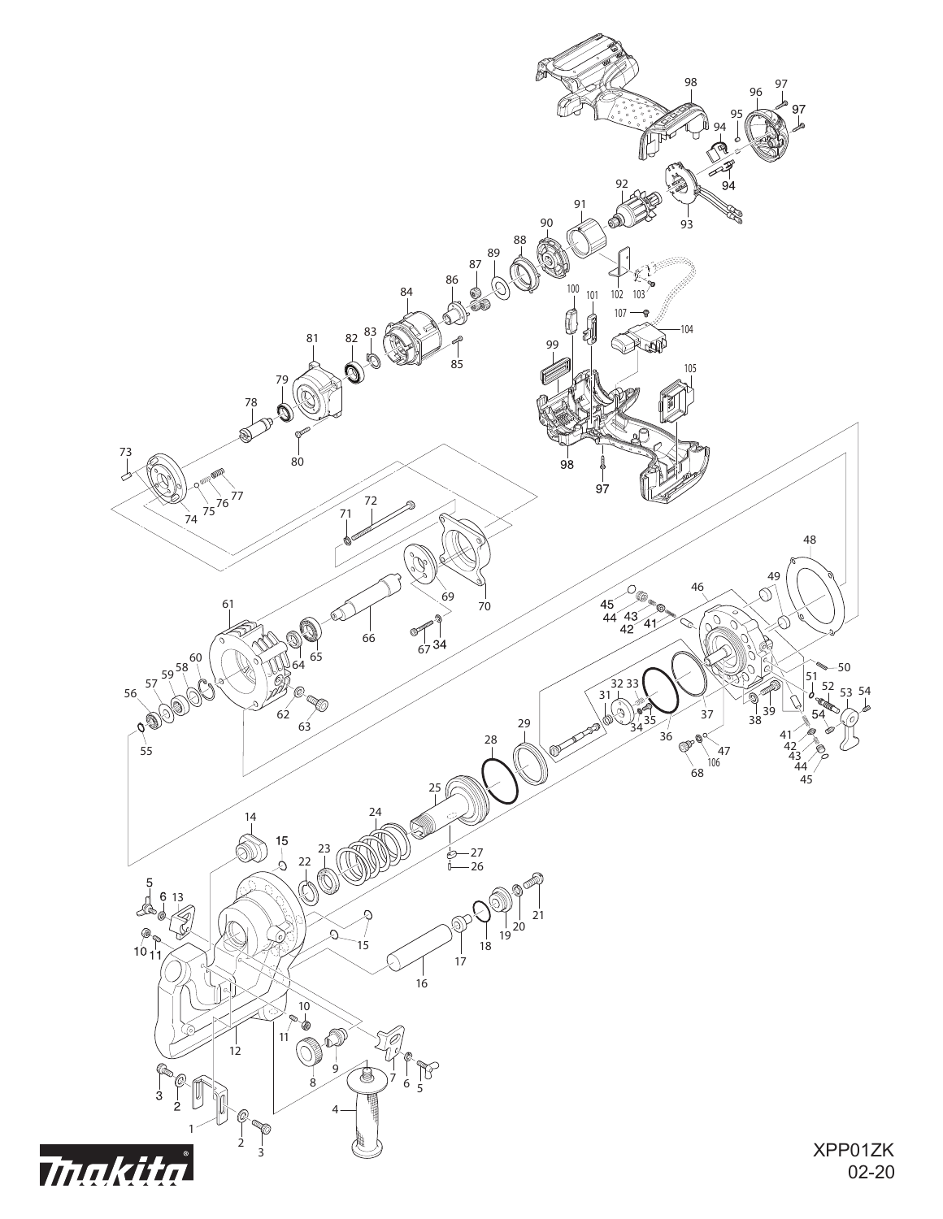XPP01ZK

02-20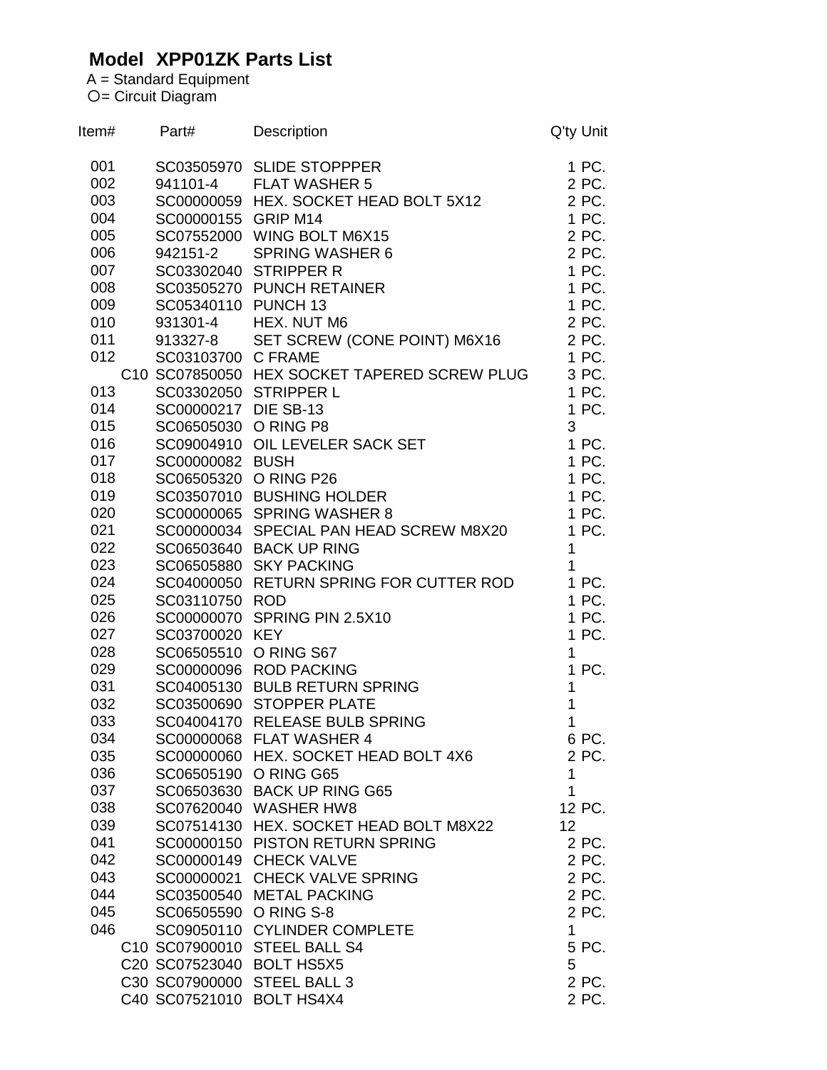# Model XPP01ZK Parts List

A = Standard Equipment
○= Circuit Diagram

| Item# | Part# | Description | Q'ty | Unit |
|---|---|---|---|---|
| 001 | SC03505970 | SLIDE STOPPPER | 1 | PC. |
| 002 | 941101-4 | FLAT WASHER 5 | 2 | PC. |
| 003 | SC00000059 | HEX. SOCKET HEAD BOLT 5X12 | 2 | PC. |
| 004 | SC00000155 | GRIP M14 | 1 | PC. |
| 005 | SC07552000 | WING BOLT M6X15 | 2 | PC. |
| 006 | 942151-2 | SPRING WASHER 6 | 2 | PC. |
| 007 | SC03302040 | STRIPPER R | 1 | PC. |
| 008 | SC03505270 | PUNCH RETAINER | 1 | PC. |
| 009 | SC05340110 | PUNCH 13 | 1 | PC. |
| 010 | 931301-4 | HEX. NUT M6 | 2 | PC. |
| 011 | 913327-8 | SET SCREW (CONE POINT) M6X16 | 2 | PC. |
| 012 | SC03103700 | C FRAME | 1 | PC. |
| C10 | SC07850050 | HEX SOCKET TAPERED SCREW PLUG | 3 | PC. |
| 013 | SC03302050 | STRIPPER L | 1 | PC. |
| 014 | SC00000217 | DIE SB-13 | 1 | PC. |
| 015 | SC06505030 | O RING P8 | 3 | |
| 016 | SC09004910 | OIL LEVELER SACK SET | 1 | PC. |
| 017 | SC00000082 | BUSH | 1 | PC. |
| 018 | SC06505320 | O RING P26 | 1 | PC. |
| 019 | SC03507010 | BUSHING HOLDER | 1 | PC. |
| 020 | SC00000065 | SPRING WASHER 8 | 1 | PC. |
| 021 | SC00000034 | SPECIAL PAN HEAD SCREW M8X20 | 1 | PC. |
| 022 | SC06503640 | BACK UP RING | 1 | |
| 023 | SC06505880 | SKY PACKING | 1 | |
| 024 | SC04000050 | RETURN SPRING FOR CUTTER ROD | 1 | PC. |
| 025 | SC03110750 | ROD | 1 | PC. |
| 026 | SC00000070 | SPRING PIN 2.5X10 | 1 | PC. |
| 027 | SC03700020 | KEY | 1 | PC. |
| 028 | SC06505510 | O RING S67 | 1 | |
| 029 | SC00000096 | ROD PACKING | 1 | PC. |
| 031 | SC04005130 | BULB RETURN SPRING | 1 | |
| 032 | SC03500690 | STOPPER PLATE | 1 | |
| 033 | SC04004170 | RELEASE BULB SPRING | 1 | |
| 034 | SC00000068 | FLAT WASHER 4 | 6 | PC. |
| 035 | SC00000060 | HEX. SOCKET HEAD BOLT 4X6 | 2 | PC. |
| 036 | SC06505190 | O RING G65 | 1 | |
| 037 | SC06503630 | BACK UP RING G65 | 1 | |
| 038 | SC07620040 | WASHER HW8 | 12 | PC. |
| 039 | SC07514130 | HEX. SOCKET HEAD BOLT M8X22 | 12 | |
| 041 | SC00000150 | PISTON RETURN SPRING | 2 | PC. |
| 042 | SC00000149 | CHECK VALVE | 2 | PC. |
| 043 | SC00000021 | CHECK VALVE SPRING | 2 | PC. |
| 044 | SC03500540 | METAL PACKING | 2 | PC. |
| 045 | SC06505590 | O RING S-8 | 2 | PC. |
| 046 | SC09050110 | CYLINDER COMPLETE | 1 | |
| C10 | SC07900010 | STEEL BALL S4 | 5 | PC. |
| C20 | SC07523040 | BOLT HS5X5 | 5 | |
| C30 | SC07900000 | STEEL BALL 3 | 2 | PC. |
| C40 | SC07521010 | BOLT HS4X4 | 2 | PC. |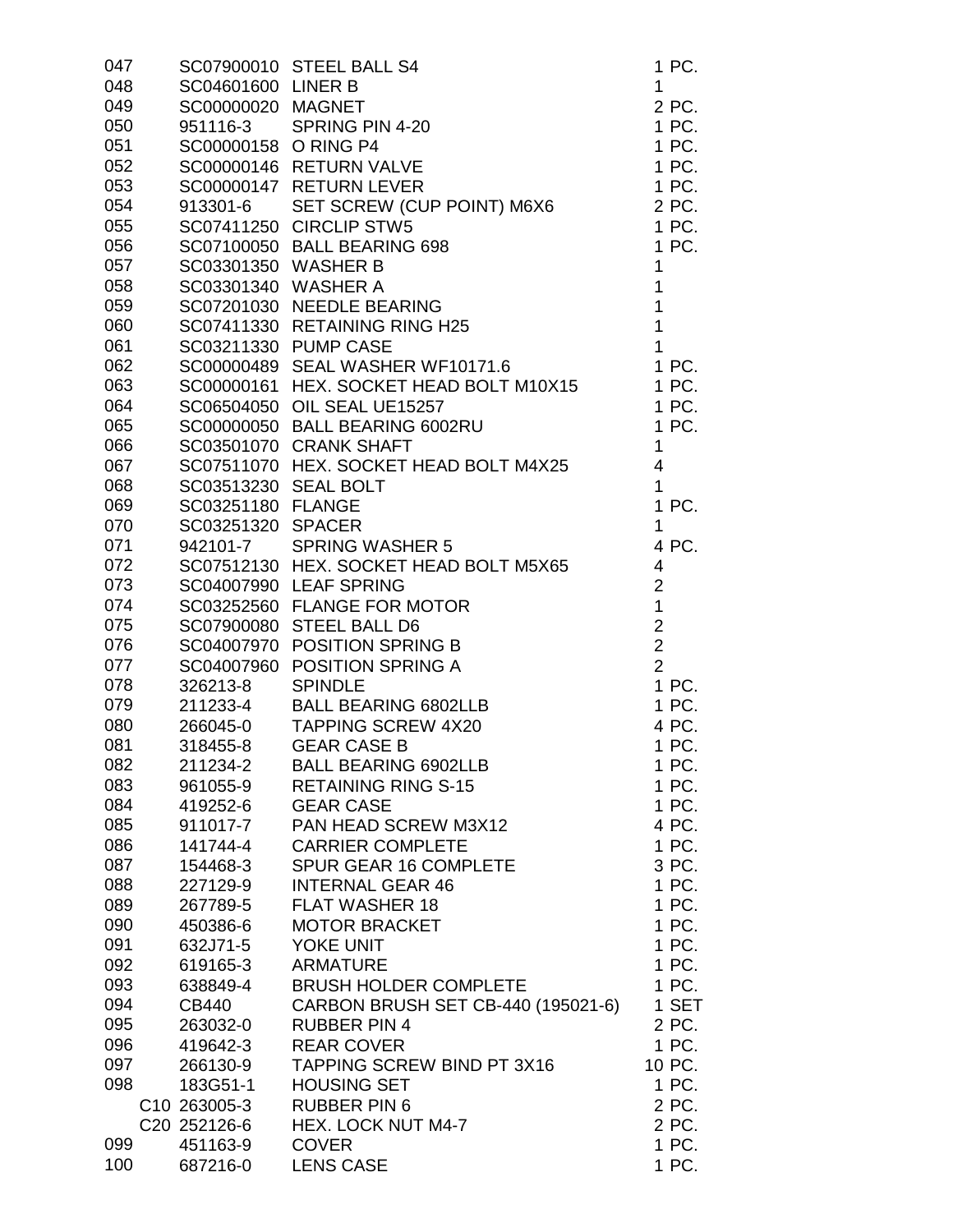| | | | |
|---|---|---|---|
| 047 | SC07900010 | STEEL BALL S4 | 1 PC. |
| 048 | SC04601600 | LINER B | 1 |
| 049 | SC00000020 | MAGNET | 2 PC. |
| 050 | 951116-3 | SPRING PIN 4-20 | 1 PC. |
| 051 | SC00000158 | O RING P4 | 1 PC. |
| 052 | SC00000146 | RETURN VALVE | 1 PC. |
| 053 | SC00000147 | RETURN LEVER | 1 PC. |
| 054 | 913301-6 | SET SCREW (CUP POINT) M6X6 | 2 PC. |
| 055 | SC07411250 | CIRCLIP STW5 | 1 PC. |
| 056 | SC07100050 | BALL BEARING 698 | 1 PC. |
| 057 | SC03301350 | WASHER B | 1 |
| 058 | SC03301340 | WASHER A | 1 |
| 059 | SC07201030 | NEEDLE BEARING | 1 |
| 060 | SC07411330 | RETAINING RING H25 | 1 |
| 061 | SC03211330 | PUMP CASE | 1 |
| 062 | SC00000489 | SEAL WASHER WF10171.6 | 1 PC. |
| 063 | SC00000161 | HEX. SOCKET HEAD BOLT M10X15 | 1 PC. |
| 064 | SC06504050 | OIL SEAL UE15257 | 1 PC. |
| 065 | SC00000050 | BALL BEARING 6002RU | 1 PC. |
| 066 | SC03501070 | CRANK SHAFT | 1 |
| 067 | SC07511070 | HEX. SOCKET HEAD BOLT M4X25 | 4 |
| 068 | SC03513230 | SEAL BOLT | 1 |
| 069 | SC03251180 | FLANGE | 1 PC. |
| 070 | SC03251320 | SPACER | 1 |
| 071 | 942101-7 | SPRING WASHER 5 | 4 PC. |
| 072 | SC07512130 | HEX. SOCKET HEAD BOLT M5X65 | 4 |
| 073 | SC04007990 | LEAF SPRING | 2 |
| 074 | SC03252560 | FLANGE FOR MOTOR | 1 |
| 075 | SC07900080 | STEEL BALL D6 | 2 |
| 076 | SC04007970 | POSITION SPRING B | 2 |
| 077 | SC04007960 | POSITION SPRING A | 2 |
| 078 | 326213-8 | SPINDLE | 1 PC. |
| 079 | 211233-4 | BALL BEARING 6802LLB | 1 PC. |
| 080 | 266045-0 | TAPPING SCREW 4X20 | 4 PC. |
| 081 | 318455-8 | GEAR CASE B | 1 PC. |
| 082 | 211234-2 | BALL BEARING 6902LLB | 1 PC. |
| 083 | 961055-9 | RETAINING RING S-15 | 1 PC. |
| 084 | 419252-6 | GEAR CASE | 1 PC. |
| 085 | 911017-7 | PAN HEAD SCREW M3X12 | 4 PC. |
| 086 | 141744-4 | CARRIER COMPLETE | 1 PC. |
| 087 | 154468-3 | SPUR GEAR 16 COMPLETE | 3 PC. |
| 088 | 227129-9 | INTERNAL GEAR 46 | 1 PC. |
| 089 | 267789-5 | FLAT WASHER 18 | 1 PC. |
| 090 | 450386-6 | MOTOR BRACKET | 1 PC. |
| 091 | 632J71-5 | YOKE UNIT | 1 PC. |
| 092 | 619165-3 | ARMATURE | 1 PC. |
| 093 | 638849-4 | BRUSH HOLDER COMPLETE | 1 PC. |
| 094 | CB440 | CARBON BRUSH SET CB-440 (195021-6) | 1 SET |
| 095 | 263032-0 | RUBBER PIN 4 | 2 PC. |
| 096 | 419642-3 | REAR COVER | 1 PC. |
| 097 | 266130-9 | TAPPING SCREW BIND PT 3X16 | 10 PC. |
| 098 | 183G51-1 | HOUSING SET | 1 PC. |
| | C10 263005-3 | RUBBER PIN 6 | 2 PC. |
| | C20 252126-6 | HEX. LOCK NUT M4-7 | 2 PC. |
| 099 | 451163-9 | COVER | 1 PC. |
| 100 | 687216-0 | LENS CASE | 1 PC. |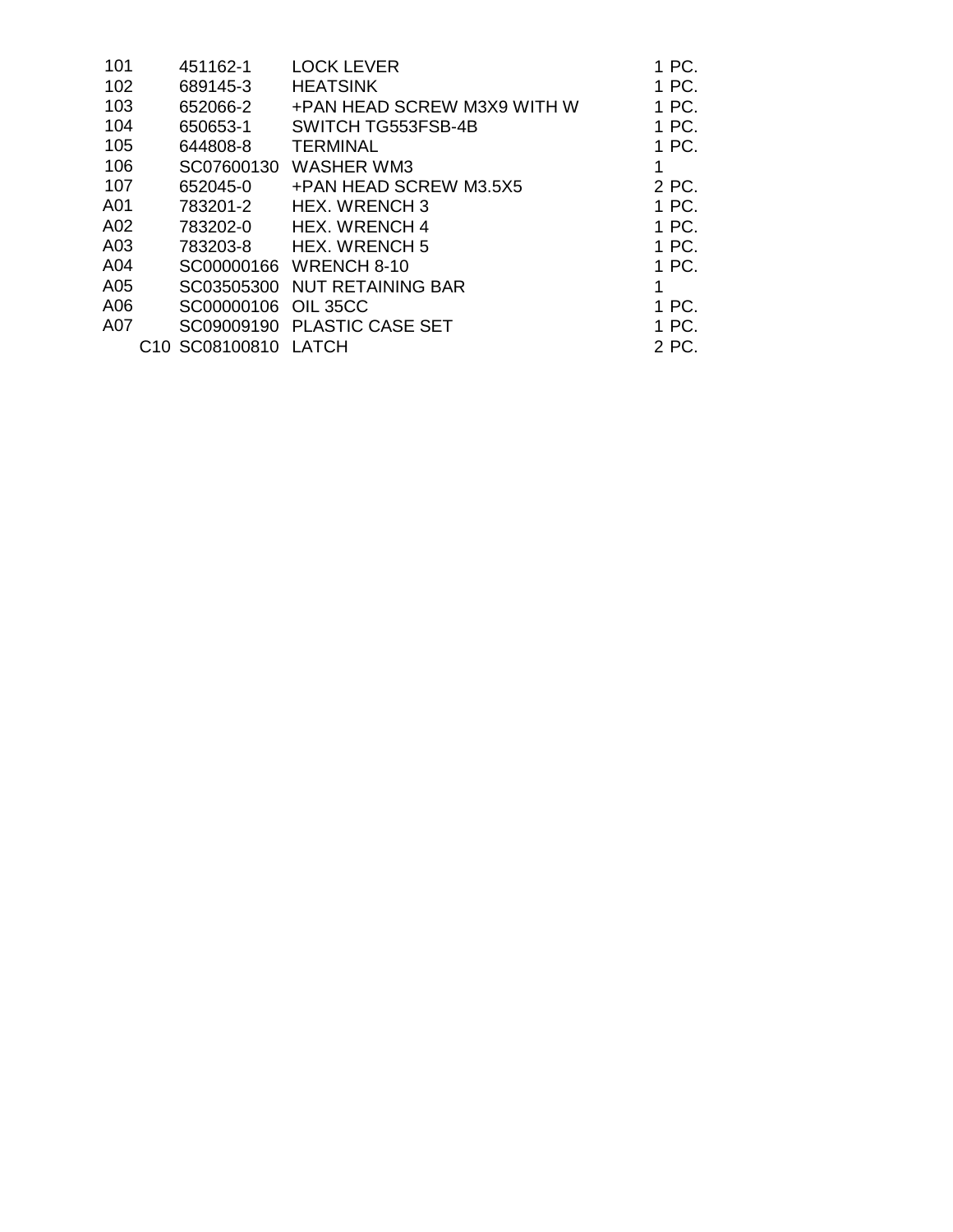| | | | |
|---|---|---|---|
| 101 | 451162-1 | LOCK LEVER | 1 PC. |
| 102 | 689145-3 | HEATSINK | 1 PC. |
| 103 | 652066-2 | +PAN HEAD SCREW M3X9 WITH W | 1 PC. |
| 104 | 650653-1 | SWITCH TG553FSB-4B | 1 PC. |
| 105 | 644808-8 | TERMINAL | 1 PC. |
| 106 | SC07600130 | WASHER WM3 | 1 |
| 107 | 652045-0 | +PAN HEAD SCREW M3.5X5 | 2 PC. |
| A01 | 783201-2 | HEX. WRENCH 3 | 1 PC. |
| A02 | 783202-0 | HEX. WRENCH 4 | 1 PC. |
| A03 | 783203-8 | HEX. WRENCH 5 | 1 PC. |
| A04 | SC00000166 | WRENCH 8-10 | 1 PC. |
| A05 | SC03505300 | NUT RETAINING BAR | 1 |
| A06 | SC00000106 | OIL 35CC | 1 PC. |
| A07 | SC09009190 | PLASTIC CASE SET | 1 PC. |
| | C10 SC08100810 | LATCH | 2 PC. |